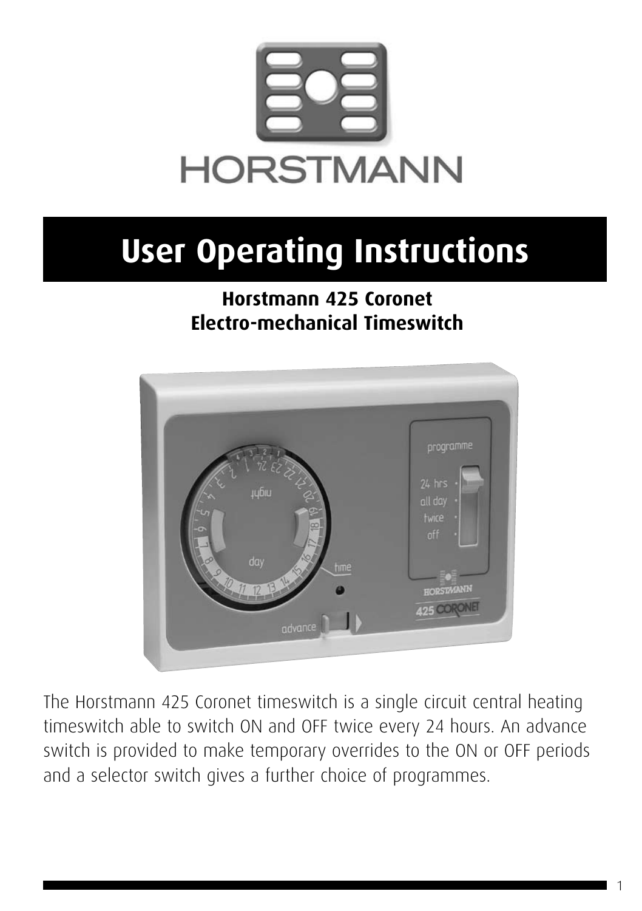HORSTMANN

# User Operating Instructions

## Horstmann 425 Coronet Electro-mechanical Timeswitch

The Horstmann 425 Coronet timeswitch is a single circuit central heating timeswitch able to switch ON and OFF twice every 24 hours. An advance switch is provided to make temporary overrides to the ON or OFF periods and a selector switch gives a further choice of programmes.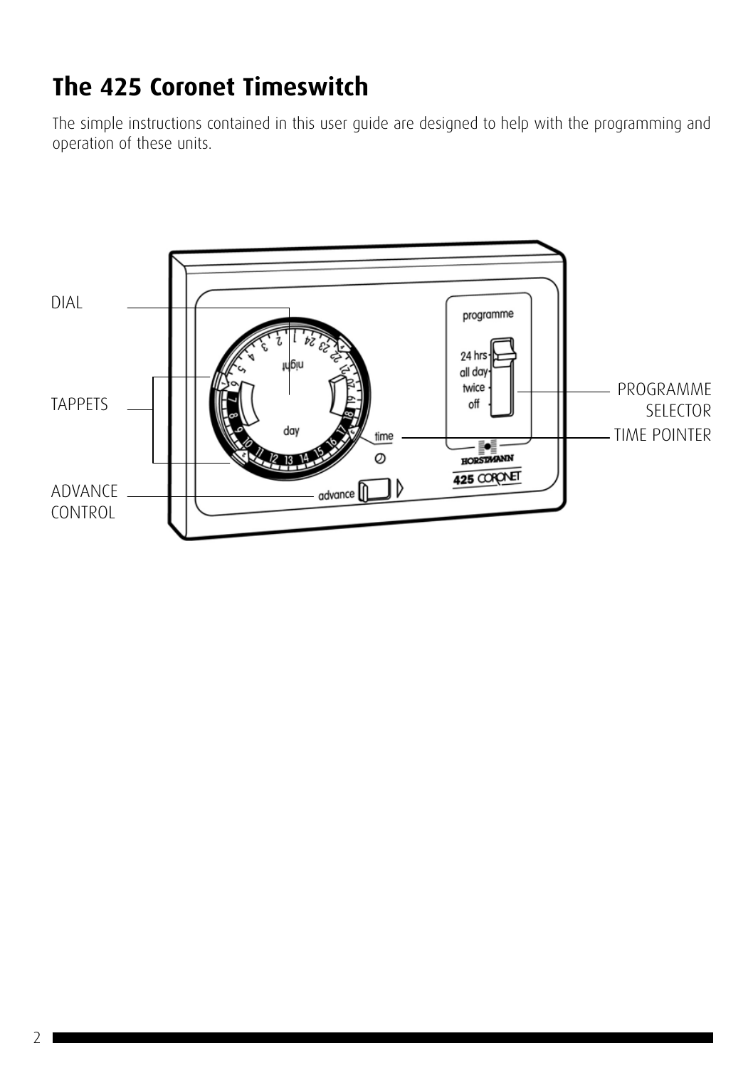# The 425 Coronet Timeswitch

The simple instructions contained in this user guide are designed to help with the programming and operation of these units.

DIAL

TAPPETS

ADVANCE CONTROL

PROGRAMME SELECTOR

TIME POINTER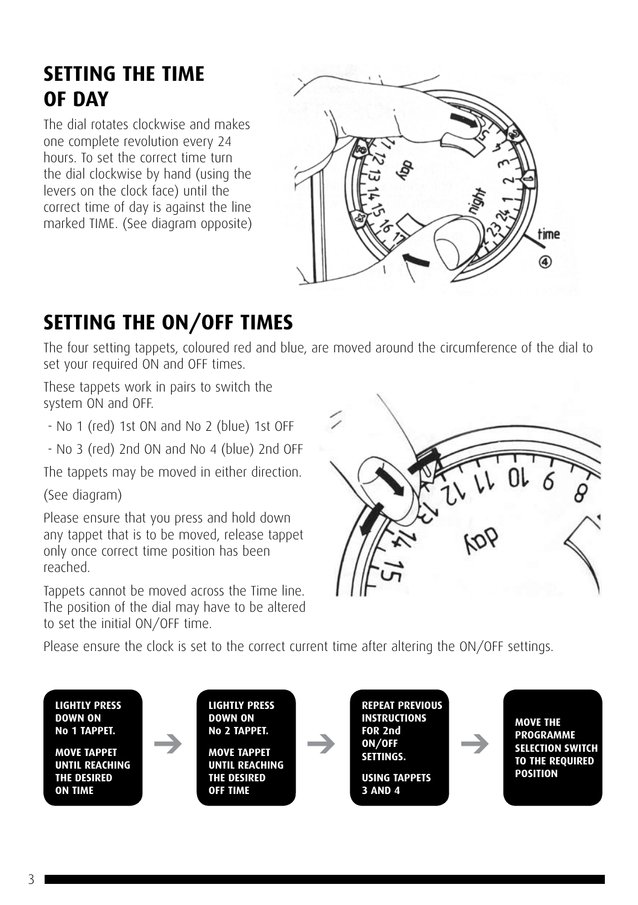## SETTING THE TIME OF DAY

The dial rotates clockwise and makes one complete revolution every 24 hours. To set the correct time turn the dial clockwise by hand (using the levers on the clock face) until the correct time of day is against the line marked TIME. (See diagram opposite)

## SETTING THE ON/OFF TIMES

The four setting tappets, coloured red and blue, are moved around the circumference of the dial to set your required ON and OFF times.

These tappets work in pairs to switch the system ON and OFF.

- No 1 (red) 1st ON and No 2 (blue) 1st OFF
- No 3 (red) 2nd ON and No 4 (blue) 2nd OFF

The tappets may be moved in either direction.

(See diagram)

Please ensure that you press and hold down any tappet that is to be moved, release tappet only once correct time position has been reached.

Tappets cannot be moved across the Time line. The position of the dial may have to be altered to set the initial ON/OFF time.

Please ensure the clock is set to the correct current time after altering the ON/OFF settings.

**LIGHTLY PRESS DOWN ON No 1 TAPPET.**

**MOVE TAPPET UNTIL REACHING THE DESIRED ON TIME**

→

**LIGHTLY PRESS DOWN ON No 2 TAPPET.**

**MOVE TAPPET UNTIL REACHING THE DESIRED OFF TIME**

→

**REPEAT PREVIOUS INSTRUCTIONS FOR 2nd ON/OFF SETTINGS.**

**USING TAPPETS 3 AND 4**

→

**MOVE THE PROGRAMME SELECTION SWITCH TO THE REQUIRED POSITION**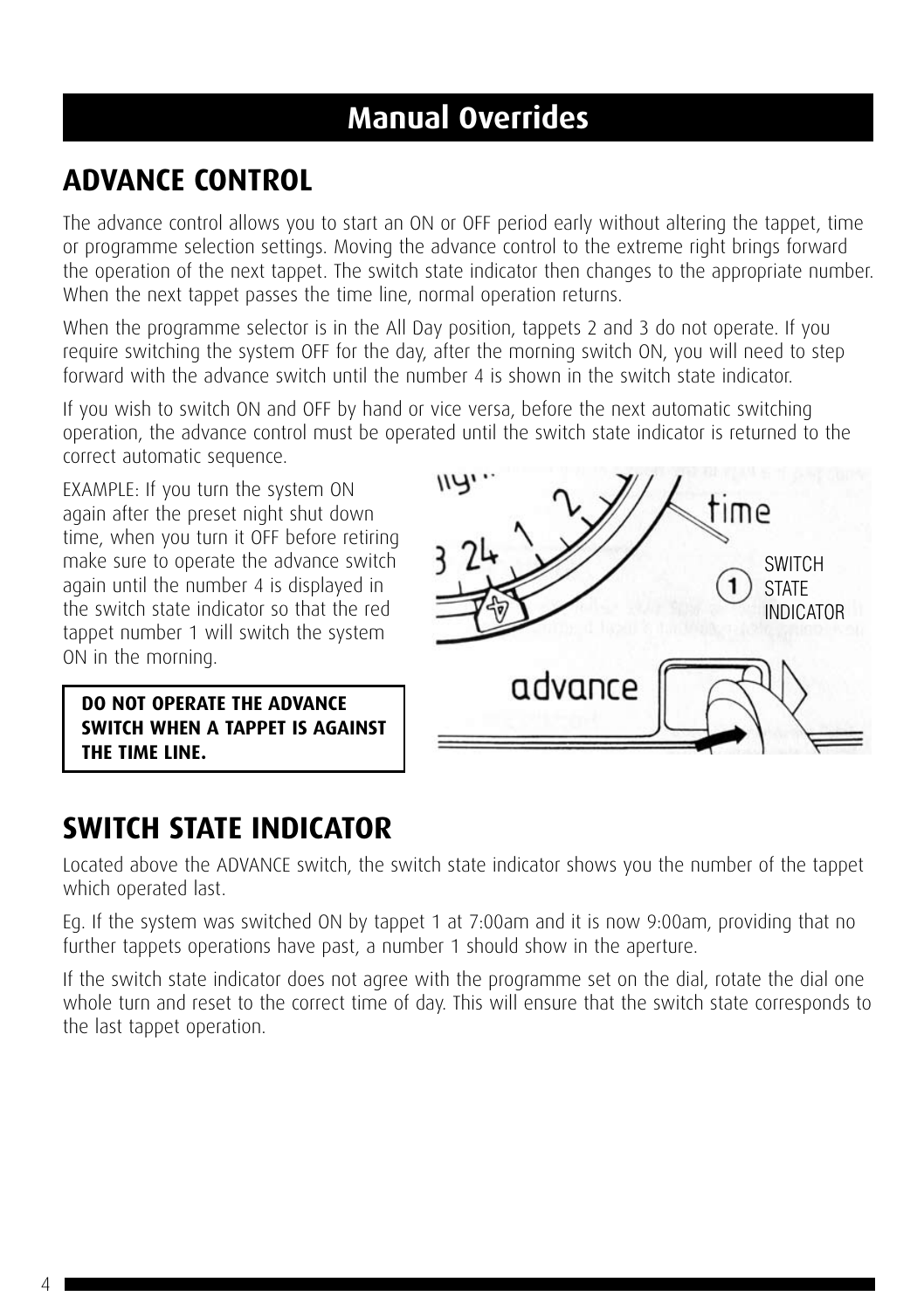# Manual Overrides

## ADVANCE CONTROL

The advance control allows you to start an ON or OFF period early without altering the tappet, time or programme selection settings. Moving the advance control to the extreme right brings forward the operation of the next tappet. The switch state indicator then changes to the appropriate number. When the next tappet passes the time line, normal operation returns.

When the programme selector is in the All Day position, tappets 2 and 3 do not operate. If you require switching the system OFF for the day, after the morning switch ON, you will need to step forward with the advance switch until the number 4 is shown in the switch state indicator.

If you wish to switch ON and OFF by hand or vice versa, before the next automatic switching operation, the advance control must be operated until the switch state indicator is returned to the correct automatic sequence.

EXAMPLE: If you turn the system ON again after the preset night shut down time, when you turn it OFF before retiring make sure to operate the advance switch again until the number 4 is displayed in the switch state indicator so that the red tappet number 1 will switch the system ON in the morning.

**DO NOT OPERATE THE ADVANCE SWITCH WHEN A TAPPET IS AGAINST THE TIME LINE.**

## SWITCH STATE INDICATOR

Located above the ADVANCE switch, the switch state indicator shows you the number of the tappet which operated last.

Eg. If the system was switched ON by tappet 1 at 7:00am and it is now 9:00am, providing that no further tappets operations have past, a number 1 should show in the aperture.

If the switch state indicator does not agree with the programme set on the dial, rotate the dial one whole turn and reset to the correct time of day. This will ensure that the switch state corresponds to the last tappet operation.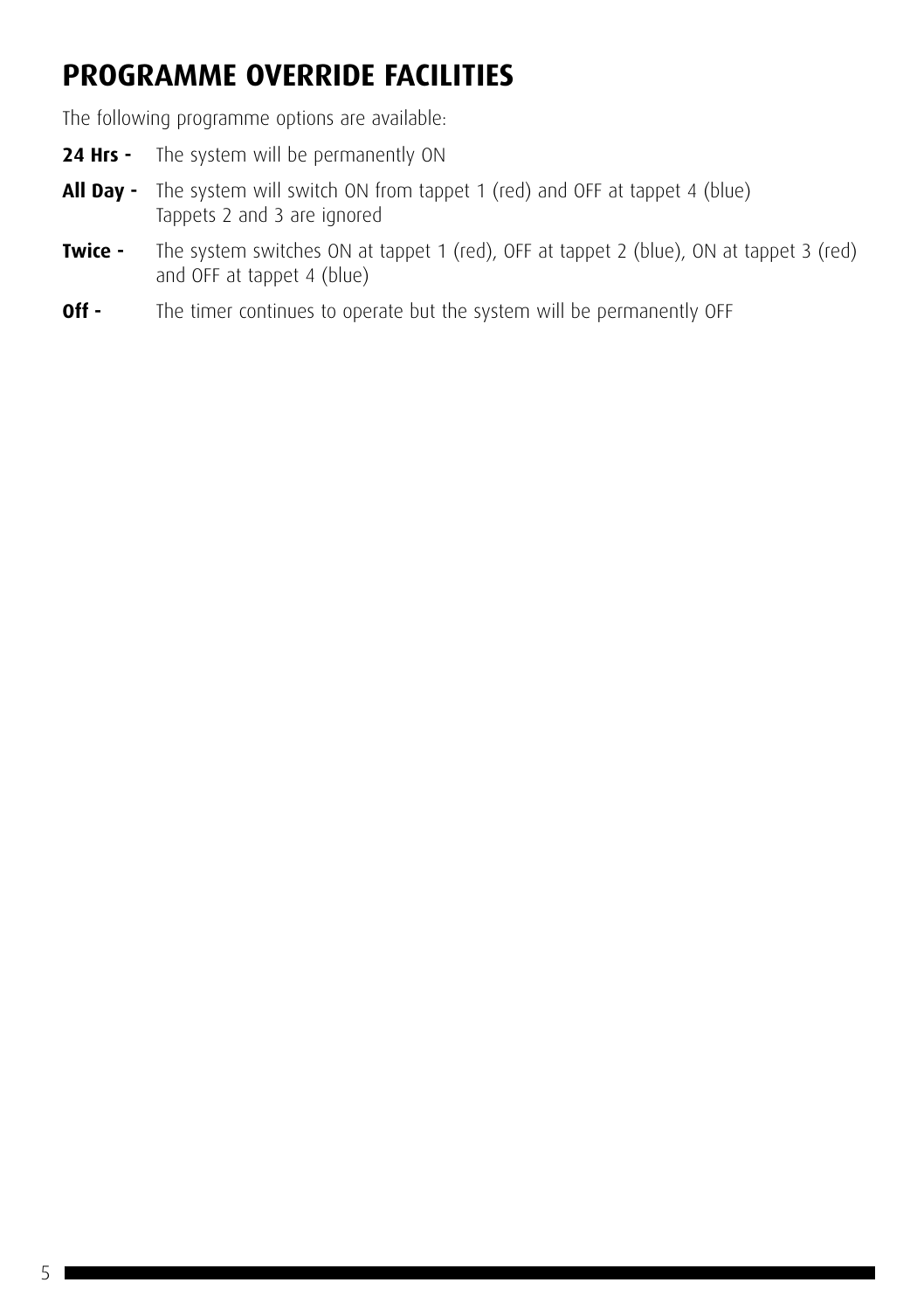# PROGRAMME OVERRIDE FACILITIES

The following programme options are available:

**24 Hrs -** The system will be permanently ON

**All Day -** The system will switch ON from tappet 1 (red) and OFF at tappet 4 (blue)
Tappets 2 and 3 are ignored

**Twice -** The system switches ON at tappet 1 (red), OFF at tappet 2 (blue), ON at tappet 3 (red) and OFF at tappet 4 (blue)

**Off -** The timer continues to operate but the system will be permanently OFF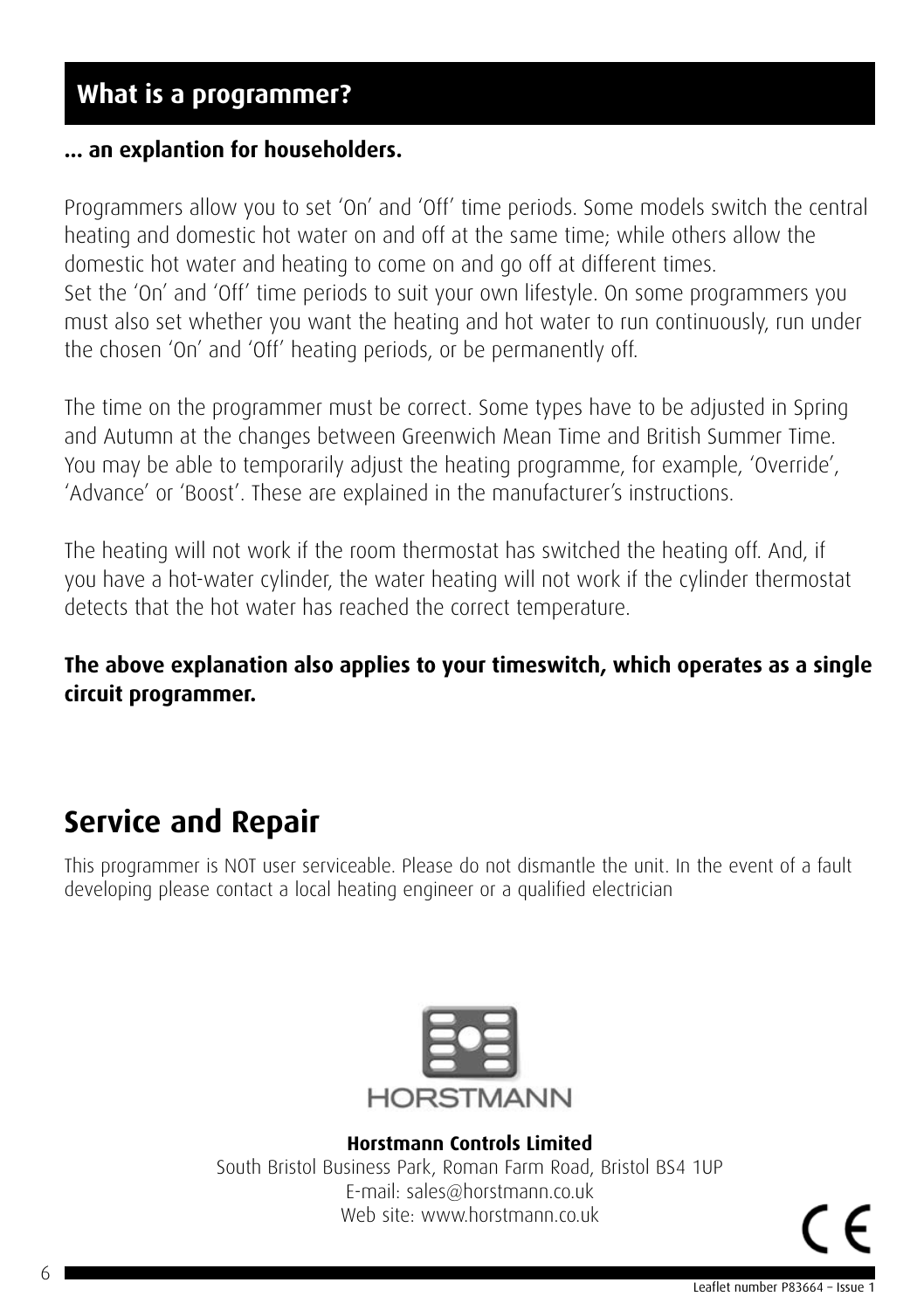## What is a programmer?

**... an explantion for householders.**

Programmers allow you to set 'On' and 'Off' time periods. Some models switch the central heating and domestic hot water on and off at the same time; while others allow the domestic hot water and heating to come on and go off at different times.
Set the 'On' and 'Off' time periods to suit your own lifestyle. On some programmers you must also set whether you want the heating and hot water to run continuously, run under the chosen 'On' and 'Off' heating periods, or be permanently off.

The time on the programmer must be correct. Some types have to be adjusted in Spring and Autumn at the changes between Greenwich Mean Time and British Summer Time. You may be able to temporarily adjust the heating programme, for example, 'Override', 'Advance' or 'Boost'. These are explained in the manufacturer's instructions.

The heating will not work if the room thermostat has switched the heating off. And, if you have a hot-water cylinder, the water heating will not work if the cylinder thermostat detects that the hot water has reached the correct temperature.

**The above explanation also applies to your timeswitch, which operates as a single circuit programmer.**

## Service and Repair

This programmer is NOT user serviceable. Please do not dismantle the unit. In the event of a fault developing please contact a local heating engineer or a qualified electrician

HORSTMANN

**Horstmann Controls Limited**
South Bristol Business Park, Roman Farm Road, Bristol BS4 1UP
E-mail: sales@horstmann.co.uk
Web site: www.horstmann.co.uk

CE

Leaflet number P83664 – Issue 1